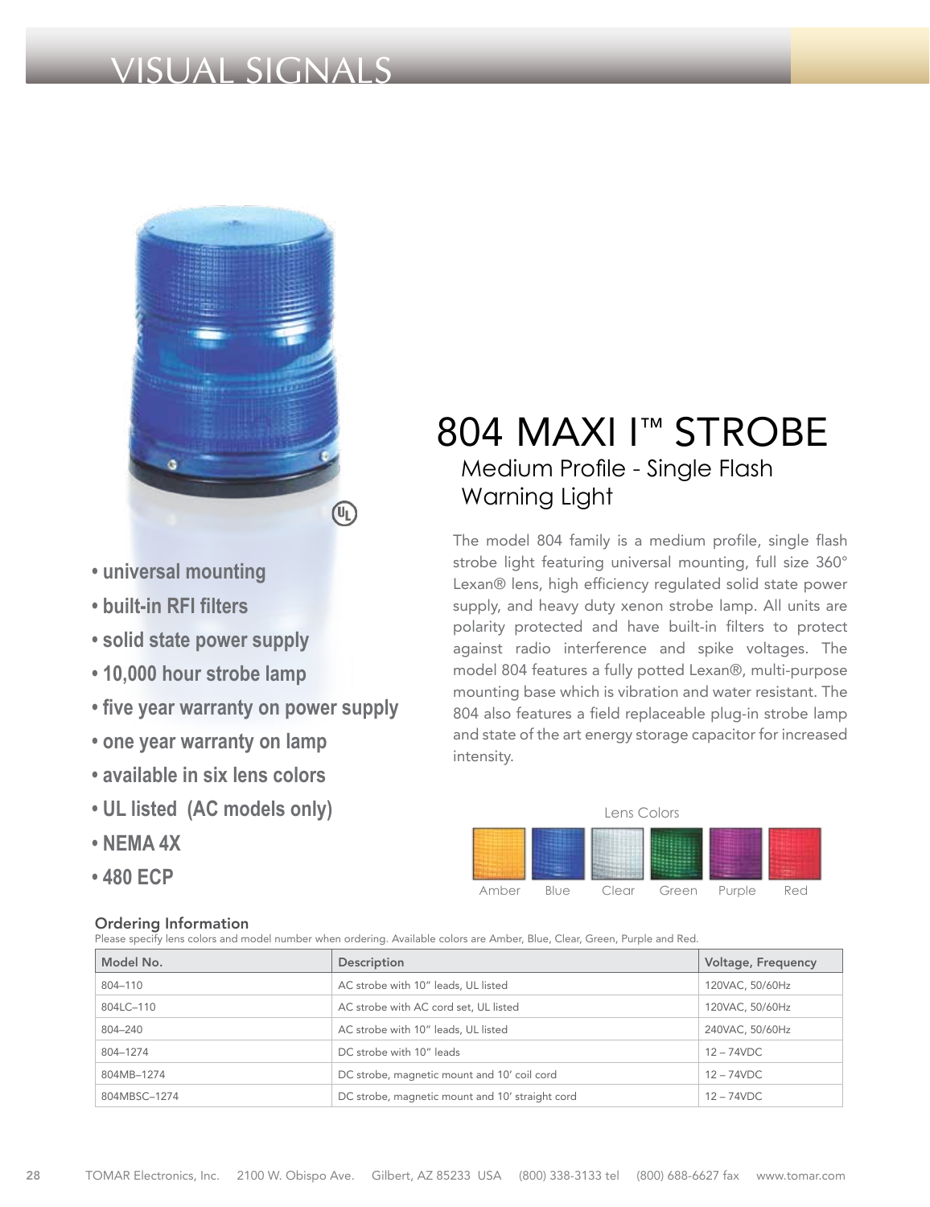# VISUAL SIGNALS

## 804 MAXI I™ STROBE

### Medium Profile - Single Flash Warning Light

- universal mounting
- built-in RFI filters
- solid state power supply
- 10,000 hour strobe lamp
- five year warranty on power supply
- one year warranty on lamp
- available in six lens colors
- UL listed (AC models only)
- NEMA 4X
- 480 ECP

The model 804 family is a medium profile, single flash strobe light featuring universal mounting, full size 360° Lexan® lens, high efficiency regulated solid state power supply, and heavy duty xenon strobe lamp. All units are polarity protected and have built-in filters to protect against radio interference and spike voltages. The model 804 features a fully potted Lexan®, multi-purpose mounting base which is vibration and water resistant. The 804 also features a field replaceable plug-in strobe lamp and state of the art energy storage capacitor for increased intensity.

Lens Colors

Amber, Blue, Clear, Green, Purple, Red

### Ordering Information

Please specify lens colors and model number when ordering. Available colors are Amber, Blue, Clear, Green, Purple and Red.

| Model No. | Description | Voltage, Frequency |
|---|---|---|
| 804–110 | AC strobe with 10" leads, UL listed | 120VAC, 50/60Hz |
| 804LC–110 | AC strobe with AC cord set, UL listed | 120VAC, 50/60Hz |
| 804–240 | AC strobe with 10" leads, UL listed | 240VAC, 50/60Hz |
| 804–1274 | DC strobe with 10" leads | 12 – 74VDC |
| 804MB–1274 | DC strobe, magnetic mount and 10' coil cord | 12 – 74VDC |
| 804MBSC–1274 | DC strobe, magnetic mount and 10' straight cord | 12 – 74VDC |

TOMAR Electronics, Inc. 2100 W. Obispo Ave. Gilbert, AZ 85233 USA (800) 338-3133 tel (800) 688-6627 fax www.tomar.com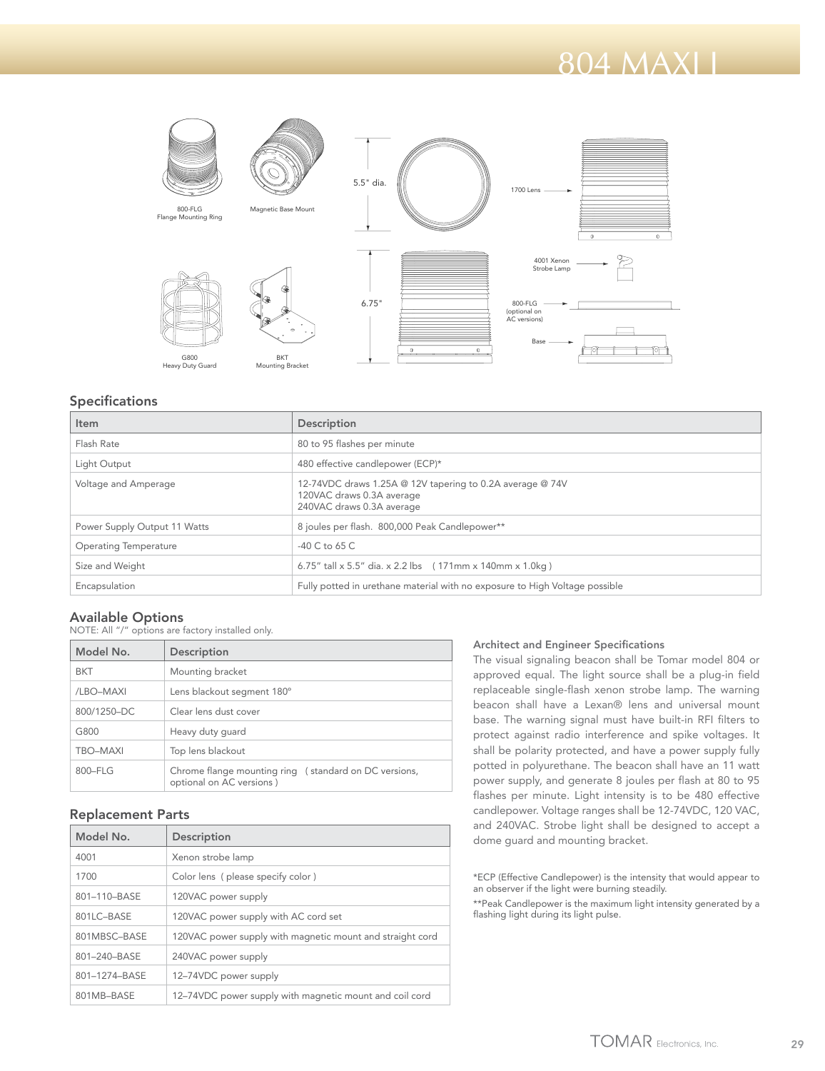# 804 MAXI I

800-FLG
Flange Mounting Ring

Magnetic Base Mount

G800
Heavy Duty Guard

BKT
Mounting Bracket

5.5" dia.

6.75"

1700 Lens

4001 Xenon
Strobe Lamp

800-FLG
(optional on
AC versions)

Base

## Specifications

| Item | Description |
|---|---|
| Flash Rate | 80 to 95 flashes per minute |
| Light Output | 480 effective candlepower (ECP)* |
| Voltage and Amperage | 12-74VDC draws 1.25A @ 12V tapering to 0.2A average @ 74V<br>120VAC draws 0.3A average<br>240VAC draws 0.3A average |
| Power Supply Output 11 Watts | 8 joules per flash. 800,000 Peak Candlepower** |
| Operating Temperature | -40 C to 65 C |
| Size and Weight | 6.75" tall x 5.5" dia. x 2.2 lbs ( 171mm x 140mm x 1.0kg ) |
| Encapsulation | Fully potted in urethane material with no exposure to High Voltage possible |

## Available Options

NOTE: All "/" options are factory installed only.

| Model No. | Description |
|---|---|
| BKT | Mounting bracket |
| /LBO–MAXI | Lens blackout segment 180° |
| 800/1250–DC | Clear lens dust cover |
| G800 | Heavy duty guard |
| TBO–MAXI | Top lens blackout |
| 800–FLG | Chrome flange mounting ring ( standard on DC versions, optional on AC versions ) |

## Replacement Parts

| Model No. | Description |
|---|---|
| 4001 | Xenon strobe lamp |
| 1700 | Color lens ( please specify color ) |
| 801–110–BASE | 120VAC power supply |
| 801LC–BASE | 120VAC power supply with AC cord set |
| 801MBSC–BASE | 120VAC power supply with magnetic mount and straight cord |
| 801–240–BASE | 240VAC power supply |
| 801–1274–BASE | 12–74VDC power supply |
| 801MB–BASE | 12–74VDC power supply with magnetic mount and coil cord |

### Architect and Engineer Specifications

The visual signaling beacon shall be Tomar model 804 or approved equal. The light source shall be a plug-in field replaceable single-flash xenon strobe lamp. The warning beacon shall have a Lexan® lens and universal mount base. The warning signal must have built-in RFI filters to protect against radio interference and spike voltages. It shall be polarity protected, and have a power supply fully potted in polyurethane. The beacon shall have an 11 watt power supply, and generate 8 joules per flash at 80 to 95 flashes per minute. Light intensity is to be 480 effective candlepower. Voltage ranges shall be 12-74VDC, 120 VAC, and 240VAC. Strobe light shall be designed to accept a dome guard and mounting bracket.

*ECP (Effective Candlepower) is the intensity that would appear to an observer if the light were burning steadily.

**Peak Candlepower is the maximum light intensity generated by a flashing light during its light pulse.